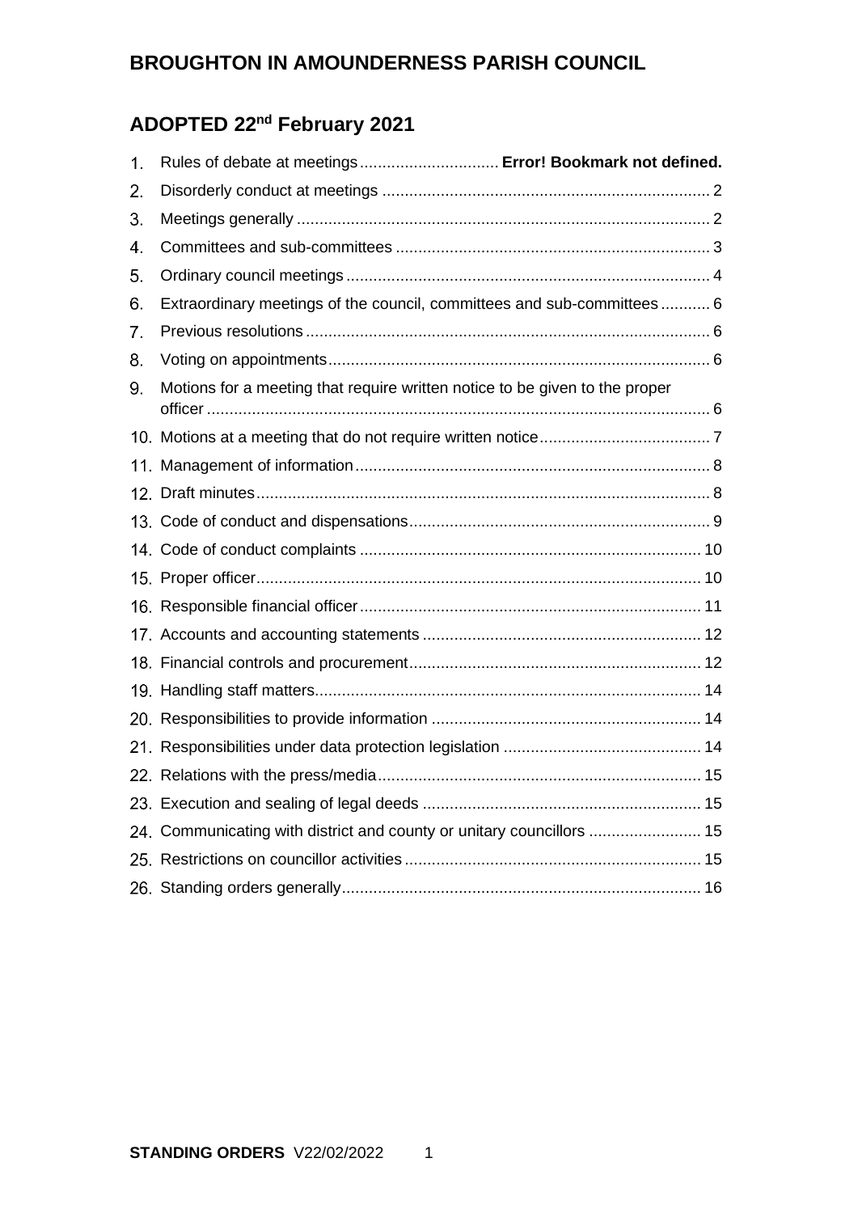# BROUGHTON IN AMOUNDERNESS PARISH COUNCIL

## ADOPTED 22nd February 2021

1. Rules of debate at meetings ............................... **Error! Bookmark not defined.**
2. Disorderly conduct at meetings ........................................................................ 2
3. Meetings generally ........................................................................................... 2
4. Committees and sub-committees ..................................................................... 3
5. Ordinary council meetings ................................................................................ 4
6. Extraordinary meetings of the council, committees and sub-committees ........... 6
7. Previous resolutions .......................................................................................... 6
8. Voting on appointments .................................................................................... 6
9. Motions for a meeting that require written notice to be given to the proper officer ................................................................................................................ 6
10. Motions at a meeting that do not require written notice ...................................... 7
11. Management of information .............................................................................. 8
12. Draft minutes ..................................................................................................... 8
13. Code of conduct and dispensations ................................................................... 9
14. Code of conduct complaints ............................................................................ 10
15. Proper officer ................................................................................................... 10
16. Responsible financial officer ............................................................................ 11
17. Accounts and accounting statements .............................................................. 12
18. Financial controls and procurement ................................................................. 12
19. Handling staff matters ...................................................................................... 14
20. Responsibilities to provide information ............................................................ 14
21. Responsibilities under data protection legislation ............................................ 14
22. Relations with the press/media ........................................................................ 15
23. Execution and sealing of legal deeds .............................................................. 15
24. Communicating with district and county or unitary councillors ......................... 15
25. Restrictions on councillor activities .................................................................. 15
26. Standing orders generally ................................................................................ 16

**STANDING ORDERS** V22/02/2022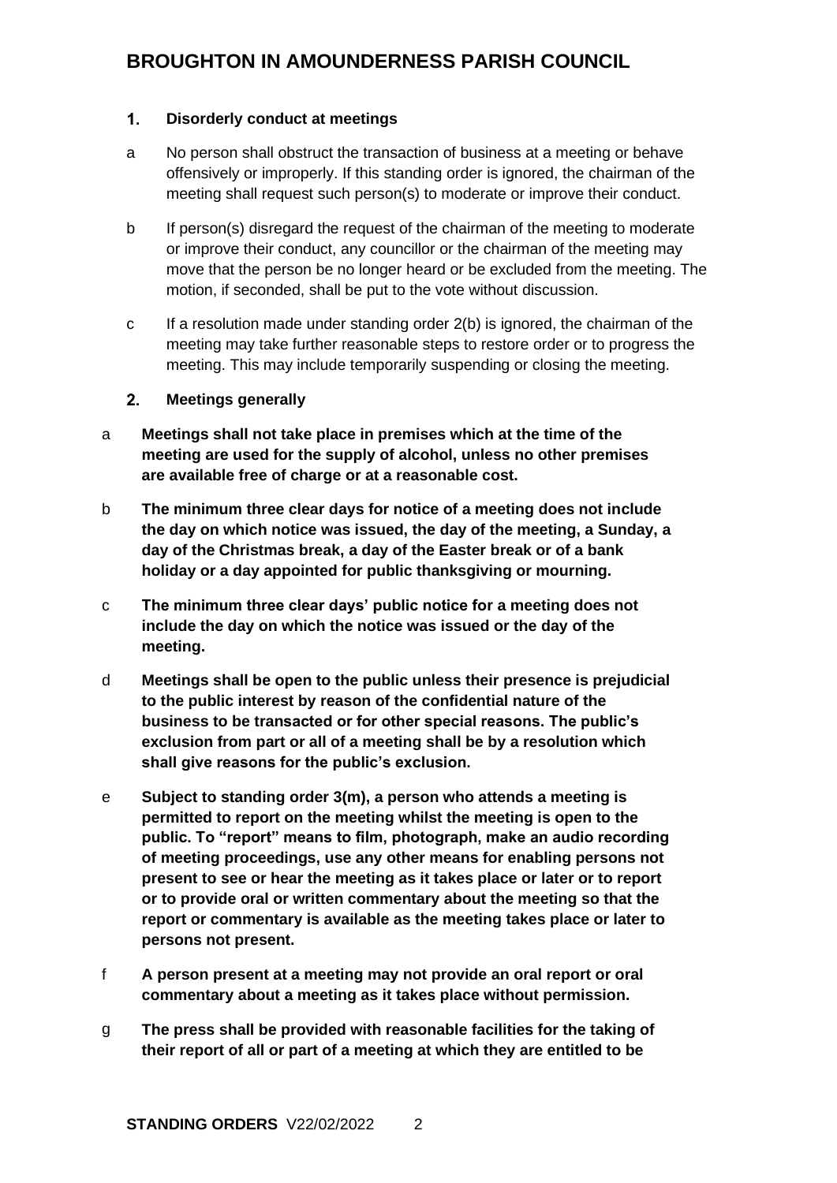## 1. Disorderly conduct at meetings

a No person shall obstruct the transaction of business at a meeting or behave offensively or improperly. If this standing order is ignored, the chairman of the meeting shall request such person(s) to moderate or improve their conduct.

b If person(s) disregard the request of the chairman of the meeting to moderate or improve their conduct, any councillor or the chairman of the meeting may move that the person be no longer heard or be excluded from the meeting. The motion, if seconded, shall be put to the vote without discussion.

c If a resolution made under standing order 2(b) is ignored, the chairman of the meeting may take further reasonable steps to restore order or to progress the meeting. This may include temporarily suspending or closing the meeting.

## 2. Meetings generally

a **Meetings shall not take place in premises which at the time of the meeting are used for the supply of alcohol, unless no other premises are available free of charge or at a reasonable cost.**

b **The minimum three clear days for notice of a meeting does not include the day on which notice was issued, the day of the meeting, a Sunday, a day of the Christmas break, a day of the Easter break or of a bank holiday or a day appointed for public thanksgiving or mourning.**

c **The minimum three clear days' public notice for a meeting does not include the day on which the notice was issued or the day of the meeting.**

d **Meetings shall be open to the public unless their presence is prejudicial to the public interest by reason of the confidential nature of the business to be transacted or for other special reasons. The public's exclusion from part or all of a meeting shall be by a resolution which shall give reasons for the public's exclusion.**

e **Subject to standing order 3(m), a person who attends a meeting is permitted to report on the meeting whilst the meeting is open to the public. To "report" means to film, photograph, make an audio recording of meeting proceedings, use any other means for enabling persons not present to see or hear the meeting as it takes place or later or to report or to provide oral or written commentary about the meeting so that the report or commentary is available as the meeting takes place or later to persons not present.**

f **A person present at a meeting may not provide an oral report or oral commentary about a meeting as it takes place without permission.**

g **The press shall be provided with reasonable facilities for the taking of their report of all or part of a meeting at which they are entitled to be**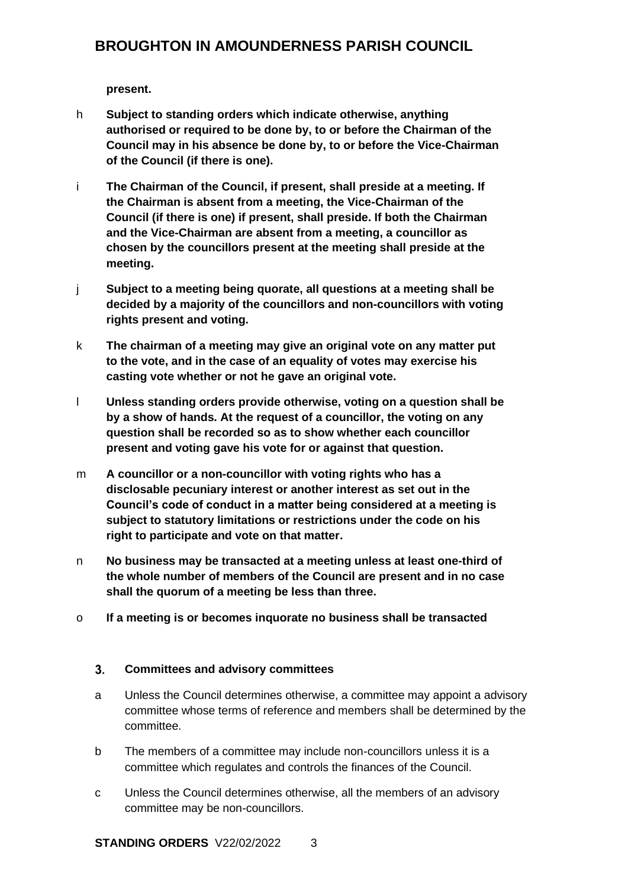**present.**

h **Subject to standing orders which indicate otherwise, anything authorised or required to be done by, to or before the Chairman of the Council may in his absence be done by, to or before the Vice-Chairman of the Council (if there is one).**

i **The Chairman of the Council, if present, shall preside at a meeting. If the Chairman is absent from a meeting, the Vice-Chairman of the Council (if there is one) if present, shall preside. If both the Chairman and the Vice-Chairman are absent from a meeting, a councillor as chosen by the councillors present at the meeting shall preside at the meeting.**

j **Subject to a meeting being quorate, all questions at a meeting shall be decided by a majority of the councillors and non-councillors with voting rights present and voting.**

k **The chairman of a meeting may give an original vote on any matter put to the vote, and in the case of an equality of votes may exercise his casting vote whether or not he gave an original vote.**

l **Unless standing orders provide otherwise, voting on a question shall be by a show of hands. At the request of a councillor, the voting on any question shall be recorded so as to show whether each councillor present and voting gave his vote for or against that question.**

m **A councillor or a non-councillor with voting rights who has a disclosable pecuniary interest or another interest as set out in the Council's code of conduct in a matter being considered at a meeting is subject to statutory limitations or restrictions under the code on his right to participate and vote on that matter.**

n **No business may be transacted at a meeting unless at least one-third of the whole number of members of the Council are present and in no case shall the quorum of a meeting be less than three.**

o **If a meeting is or becomes inquorate no business shall be transacted**

### 3. Committees and advisory committees

a Unless the Council determines otherwise, a committee may appoint a advisory committee whose terms of reference and members shall be determined by the committee.

b The members of a committee may include non-councillors unless it is a committee which regulates and controls the finances of the Council.

c Unless the Council determines otherwise, all the members of an advisory committee may be non-councillors.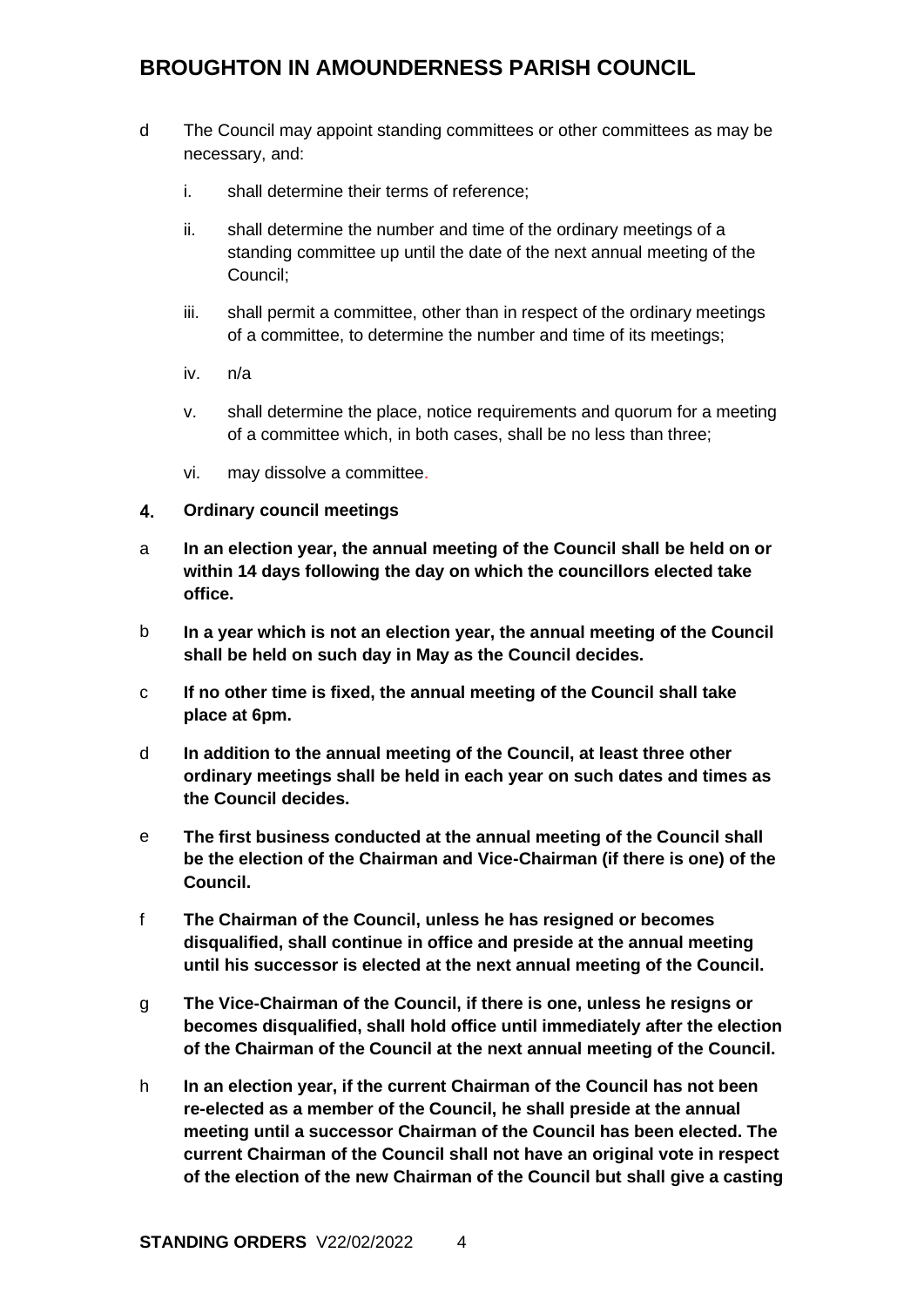d The Council may appoint standing committees or other committees as may be necessary, and:

  i. shall determine their terms of reference;

  ii. shall determine the number and time of the ordinary meetings of a standing committee up until the date of the next annual meeting of the Council;

  iii. shall permit a committee, other than in respect of the ordinary meetings of a committee, to determine the number and time of its meetings;

  iv. n/a

  v. shall determine the place, notice requirements and quorum for a meeting of a committee which, in both cases, shall be no less than three;

  vi. may dissolve a committee.

## 4. Ordinary council meetings

a **In an election year, the annual meeting of the Council shall be held on or within 14 days following the day on which the councillors elected take office.**

b **In a year which is not an election year, the annual meeting of the Council shall be held on such day in May as the Council decides.**

c **If no other time is fixed, the annual meeting of the Council shall take place at 6pm.**

d **In addition to the annual meeting of the Council, at least three other ordinary meetings shall be held in each year on such dates and times as the Council decides.**

e **The first business conducted at the annual meeting of the Council shall be the election of the Chairman and Vice-Chairman (if there is one) of the Council.**

f **The Chairman of the Council, unless he has resigned or becomes disqualified, shall continue in office and preside at the annual meeting until his successor is elected at the next annual meeting of the Council.**

g **The Vice-Chairman of the Council, if there is one, unless he resigns or becomes disqualified, shall hold office until immediately after the election of the Chairman of the Council at the next annual meeting of the Council.**

h **In an election year, if the current Chairman of the Council has not been re-elected as a member of the Council, he shall preside at the annual meeting until a successor Chairman of the Council has been elected. The current Chairman of the Council shall not have an original vote in respect of the election of the new Chairman of the Council but shall give a casting**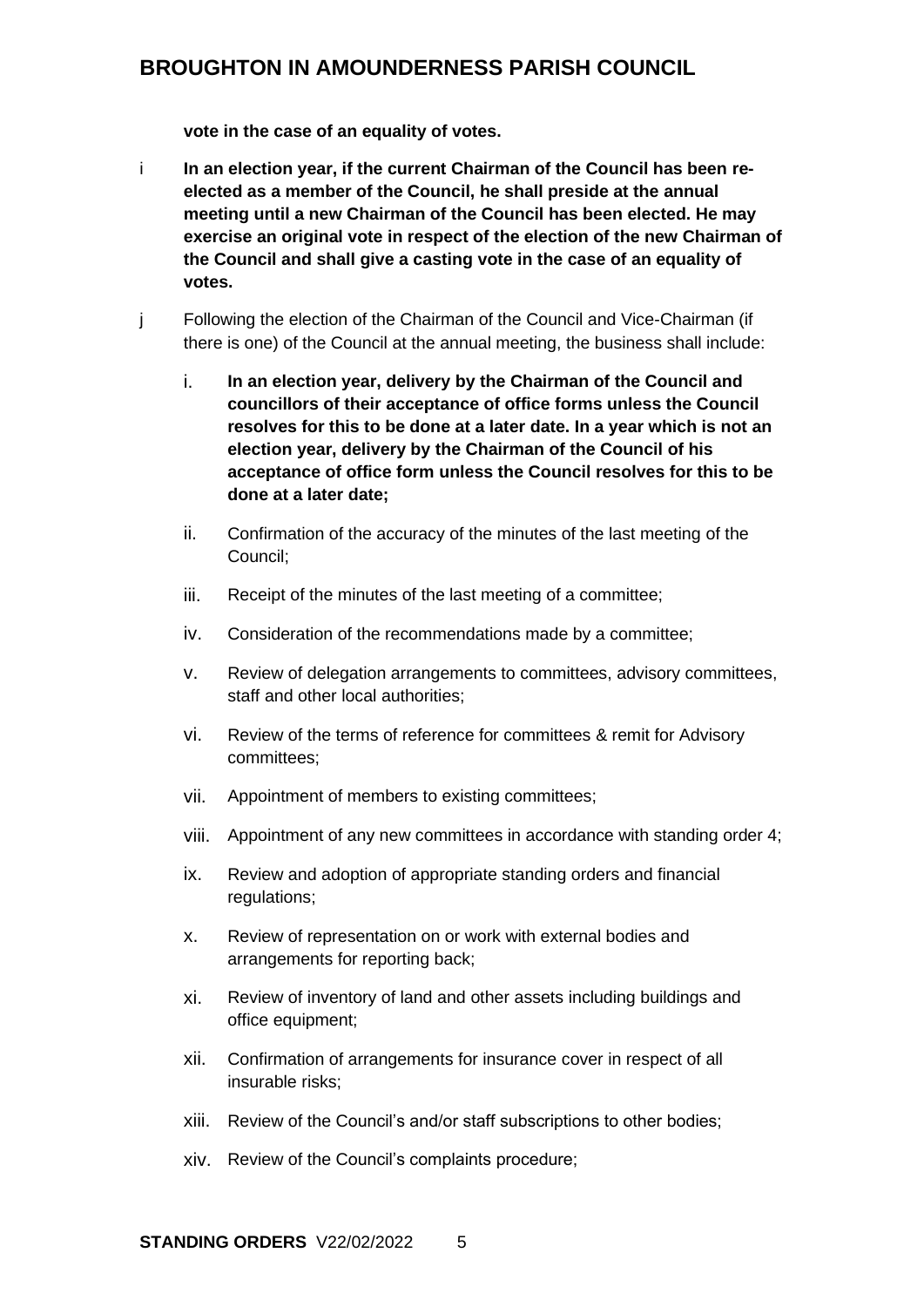**vote in the case of an equality of votes.**

i **In an election year, if the current Chairman of the Council has been re-elected as a member of the Council, he shall preside at the annual meeting until a new Chairman of the Council has been elected. He may exercise an original vote in respect of the election of the new Chairman of the Council and shall give a casting vote in the case of an equality of votes.**

j Following the election of the Chairman of the Council and Vice-Chairman (if there is one) of the Council at the annual meeting, the business shall include:

i. **In an election year, delivery by the Chairman of the Council and councillors of their acceptance of office forms unless the Council resolves for this to be done at a later date. In a year which is not an election year, delivery by the Chairman of the Council of his acceptance of office form unless the Council resolves for this to be done at a later date;**

ii. Confirmation of the accuracy of the minutes of the last meeting of the Council;

iii. Receipt of the minutes of the last meeting of a committee;

iv. Consideration of the recommendations made by a committee;

v. Review of delegation arrangements to committees, advisory committees, staff and other local authorities;

vi. Review of the terms of reference for committees & remit for Advisory committees;

vii. Appointment of members to existing committees;

viii. Appointment of any new committees in accordance with standing order 4;

ix. Review and adoption of appropriate standing orders and financial regulations;

x. Review of representation on or work with external bodies and arrangements for reporting back;

xi. Review of inventory of land and other assets including buildings and office equipment;

xii. Confirmation of arrangements for insurance cover in respect of all insurable risks;

xiii. Review of the Council's and/or staff subscriptions to other bodies;

xiv. Review of the Council's complaints procedure;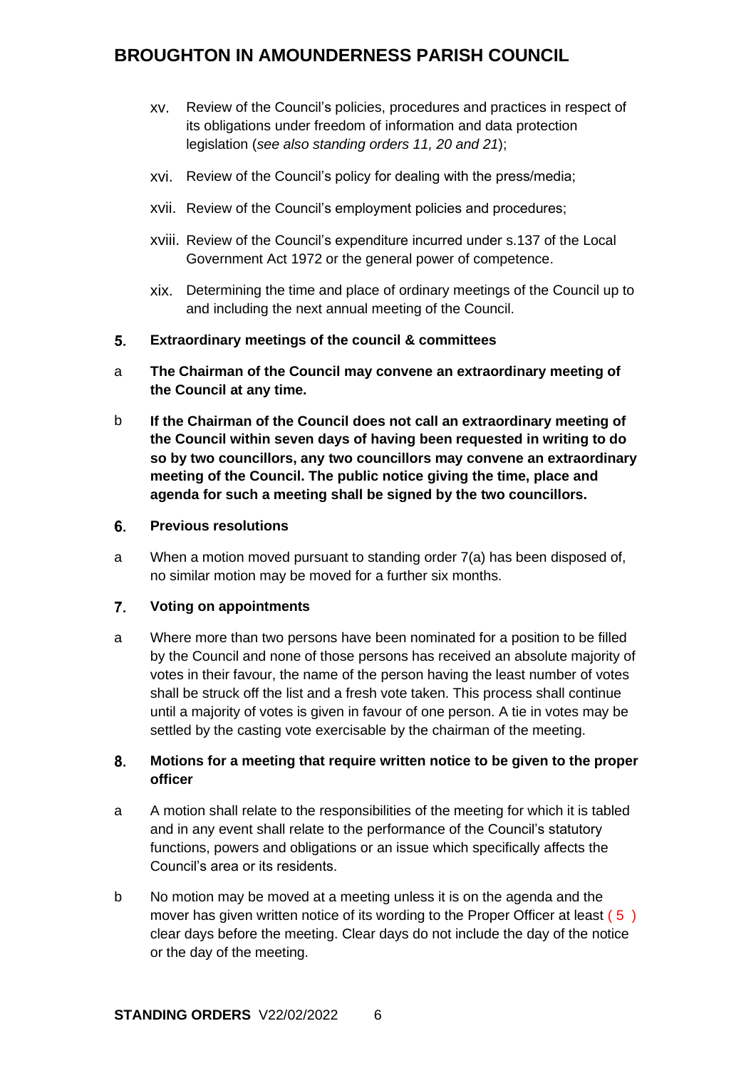xv. Review of the Council's policies, procedures and practices in respect of its obligations under freedom of information and data protection legislation (*see also standing orders 11, 20 and 21*);

xvi. Review of the Council's policy for dealing with the press/media;

xvii. Review of the Council's employment policies and procedures;

xviii. Review of the Council's expenditure incurred under s.137 of the Local Government Act 1972 or the general power of competence.

xix. Determining the time and place of ordinary meetings of the Council up to and including the next annual meeting of the Council.

## 5. Extraordinary meetings of the council & committees

a **The Chairman of the Council may convene an extraordinary meeting of the Council at any time.**

b **If the Chairman of the Council does not call an extraordinary meeting of the Council within seven days of having been requested in writing to do so by two councillors, any two councillors may convene an extraordinary meeting of the Council. The public notice giving the time, place and agenda for such a meeting shall be signed by the two councillors.**

## 6. Previous resolutions

a When a motion moved pursuant to standing order 7(a) has been disposed of, no similar motion may be moved for a further six months.

## 7. Voting on appointments

a Where more than two persons have been nominated for a position to be filled by the Council and none of those persons has received an absolute majority of votes in their favour, the name of the person having the least number of votes shall be struck off the list and a fresh vote taken. This process shall continue until a majority of votes is given in favour of one person. A tie in votes may be settled by the casting vote exercisable by the chairman of the meeting.

## 8. Motions for a meeting that require written notice to be given to the proper officer

a A motion shall relate to the responsibilities of the meeting for which it is tabled and in any event shall relate to the performance of the Council's statutory functions, powers and obligations or an issue which specifically affects the Council's area or its residents.

b No motion may be moved at a meeting unless it is on the agenda and the mover has given written notice of its wording to the Proper Officer at least ( 5 ) clear days before the meeting. Clear days do not include the day of the notice or the day of the meeting.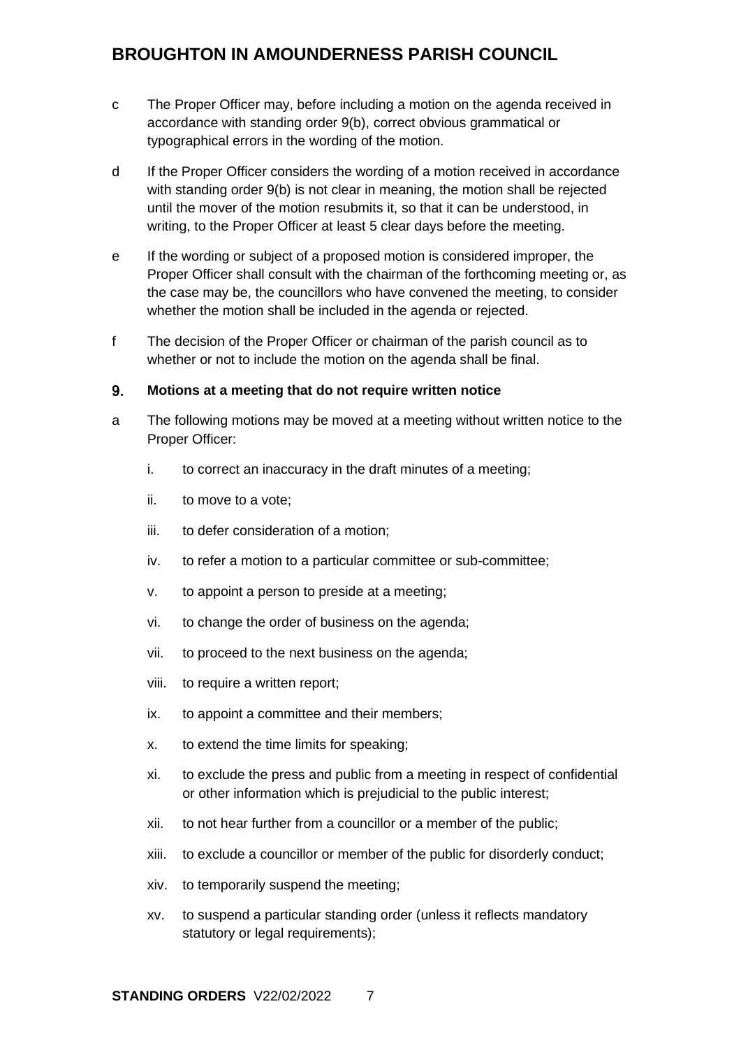c The Proper Officer may, before including a motion on the agenda received in accordance with standing order 9(b), correct obvious grammatical or typographical errors in the wording of the motion.

d If the Proper Officer considers the wording of a motion received in accordance with standing order 9(b) is not clear in meaning, the motion shall be rejected until the mover of the motion resubmits it, so that it can be understood, in writing, to the Proper Officer at least 5 clear days before the meeting.

e If the wording or subject of a proposed motion is considered improper, the Proper Officer shall consult with the chairman of the forthcoming meeting or, as the case may be, the councillors who have convened the meeting, to consider whether the motion shall be included in the agenda or rejected.

f The decision of the Proper Officer or chairman of the parish council as to whether or not to include the motion on the agenda shall be final.

### 9. Motions at a meeting that do not require written notice

a The following motions may be moved at a meeting without written notice to the Proper Officer:

i. to correct an inaccuracy in the draft minutes of a meeting;

ii. to move to a vote;

iii. to defer consideration of a motion;

iv. to refer a motion to a particular committee or sub-committee;

v. to appoint a person to preside at a meeting;

vi. to change the order of business on the agenda;

vii. to proceed to the next business on the agenda;

viii. to require a written report;

ix. to appoint a committee and their members;

x. to extend the time limits for speaking;

xi. to exclude the press and public from a meeting in respect of confidential or other information which is prejudicial to the public interest;

xii. to not hear further from a councillor or a member of the public;

xiii. to exclude a councillor or member of the public for disorderly conduct;

xiv. to temporarily suspend the meeting;

xv. to suspend a particular standing order (unless it reflects mandatory statutory or legal requirements);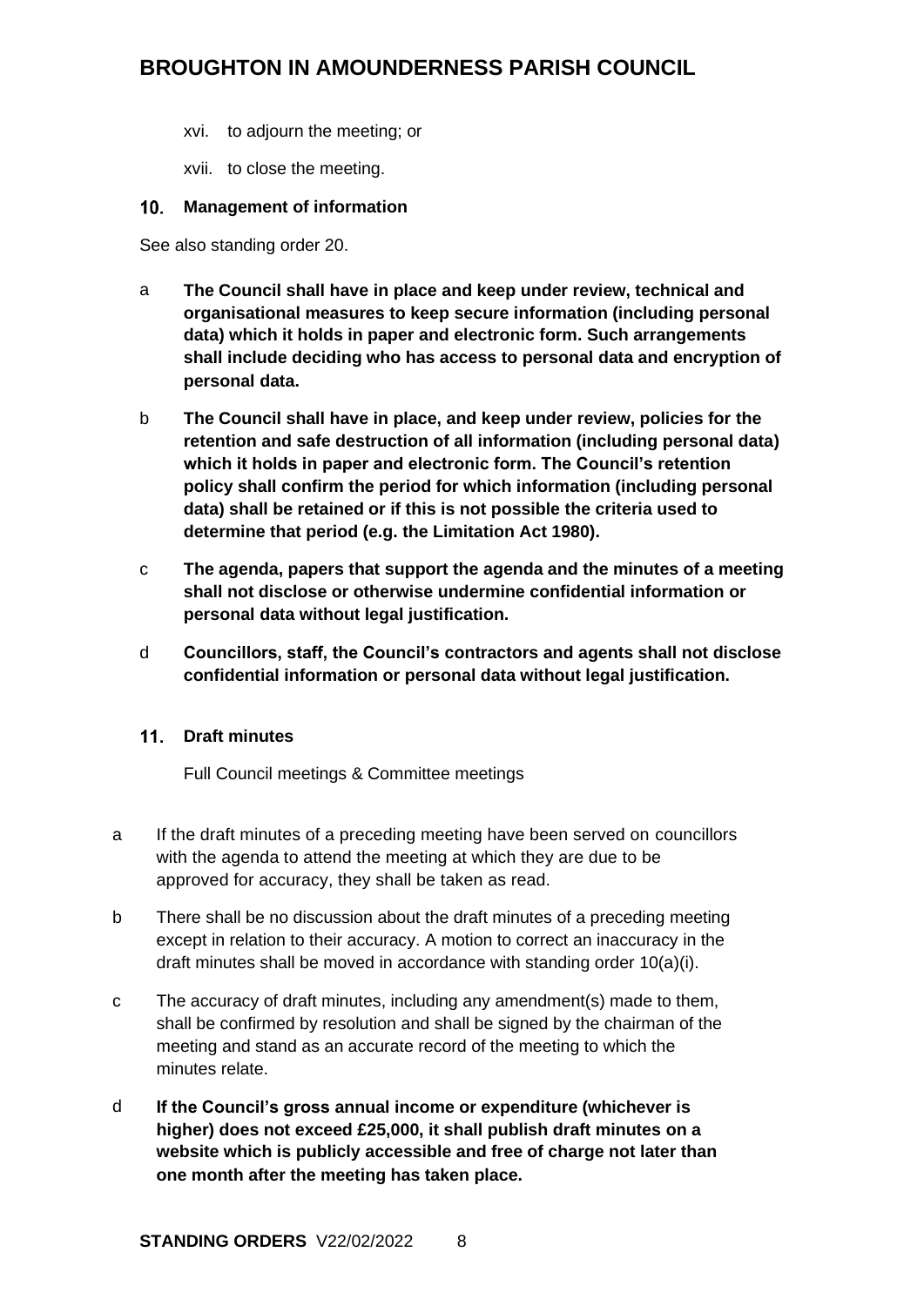xvi. to adjourn the meeting; or

xvii. to close the meeting.

## 10. Management of information

See also standing order 20.

a **The Council shall have in place and keep under review, technical and organisational measures to keep secure information (including personal data) which it holds in paper and electronic form. Such arrangements shall include deciding who has access to personal data and encryption of personal data.**

b **The Council shall have in place, and keep under review, policies for the retention and safe destruction of all information (including personal data) which it holds in paper and electronic form. The Council's retention policy shall confirm the period for which information (including personal data) shall be retained or if this is not possible the criteria used to determine that period (e.g. the Limitation Act 1980).**

c **The agenda, papers that support the agenda and the minutes of a meeting shall not disclose or otherwise undermine confidential information or personal data without legal justification.**

d **Councillors, staff, the Council's contractors and agents shall not disclose confidential information or personal data without legal justification.**

## 11. Draft minutes

Full Council meetings & Committee meetings

a If the draft minutes of a preceding meeting have been served on councillors with the agenda to attend the meeting at which they are due to be approved for accuracy, they shall be taken as read.

b There shall be no discussion about the draft minutes of a preceding meeting except in relation to their accuracy. A motion to correct an inaccuracy in the draft minutes shall be moved in accordance with standing order 10(a)(i).

c The accuracy of draft minutes, including any amendment(s) made to them, shall be confirmed by resolution and shall be signed by the chairman of the meeting and stand as an accurate record of the meeting to which the minutes relate.

d **If the Council's gross annual income or expenditure (whichever is higher) does not exceed £25,000, it shall publish draft minutes on a website which is publicly accessible and free of charge not later than one month after the meeting has taken place.**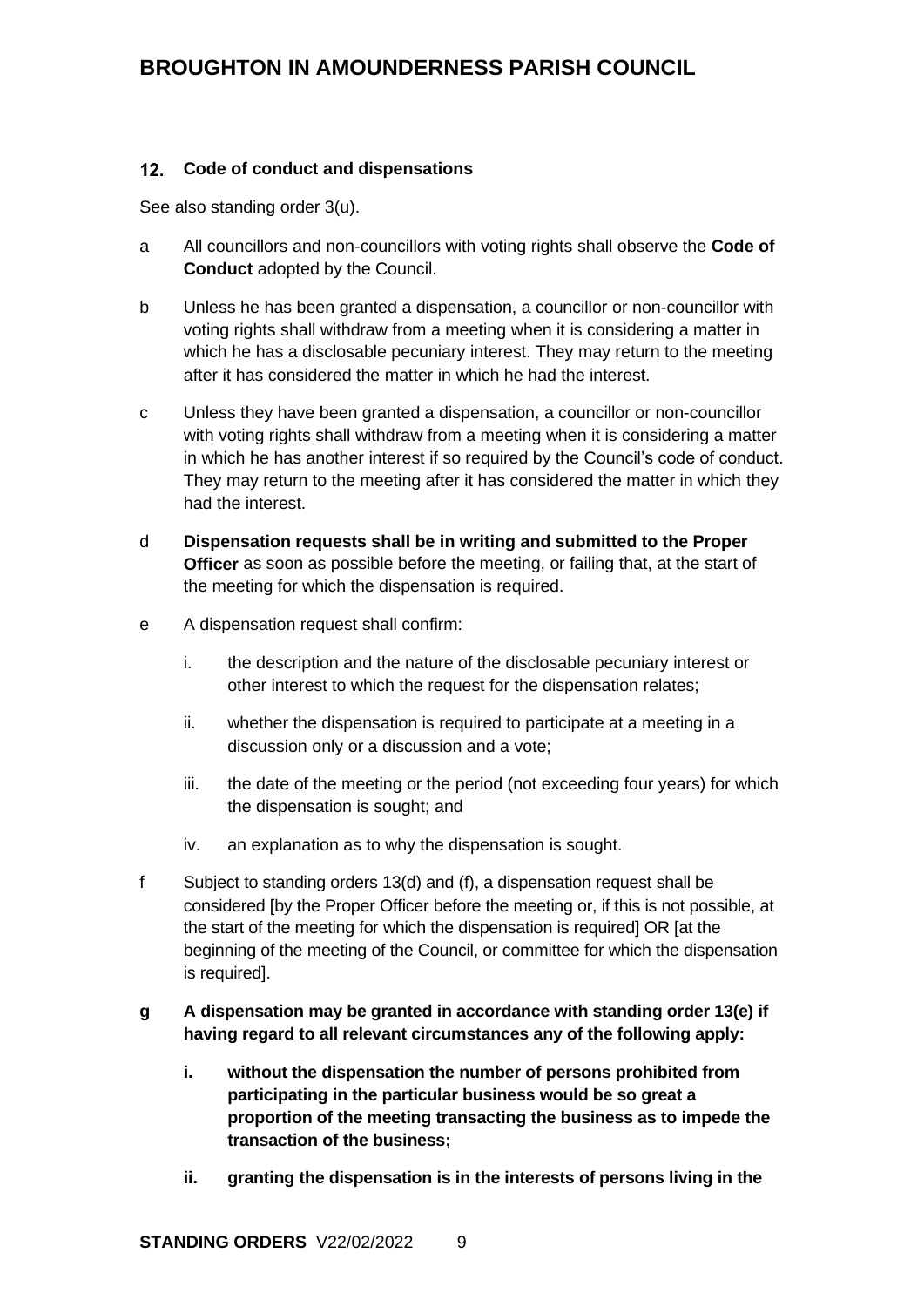## 12. Code of conduct and dispensations

See also standing order 3(u).

a All councillors and non-councillors with voting rights shall observe the **Code of Conduct** adopted by the Council.

b Unless he has been granted a dispensation, a councillor or non-councillor with voting rights shall withdraw from a meeting when it is considering a matter in which he has a disclosable pecuniary interest. They may return to the meeting after it has considered the matter in which he had the interest.

c Unless they have been granted a dispensation, a councillor or non-councillor with voting rights shall withdraw from a meeting when it is considering a matter in which he has another interest if so required by the Council's code of conduct. They may return to the meeting after it has considered the matter in which they had the interest.

d **Dispensation requests shall be in writing and submitted to the Proper Officer** as soon as possible before the meeting, or failing that, at the start of the meeting for which the dispensation is required.

e A dispensation request shall confirm:

   i. the description and the nature of the disclosable pecuniary interest or other interest to which the request for the dispensation relates;

   ii. whether the dispensation is required to participate at a meeting in a discussion only or a discussion and a vote;

   iii. the date of the meeting or the period (not exceeding four years) for which the dispensation is sought; and

   iv. an explanation as to why the dispensation is sought.

f Subject to standing orders 13(d) and (f), a dispensation request shall be considered [by the Proper Officer before the meeting or, if this is not possible, at the start of the meeting for which the dispensation is required] OR [at the beginning of the meeting of the Council, or committee for which the dispensation is required].

**g A dispensation may be granted in accordance with standing order 13(e) if having regard to all relevant circumstances any of the following apply:**

   **i. without the dispensation the number of persons prohibited from participating in the particular business would be so great a proportion of the meeting transacting the business as to impede the transaction of the business;**

   **ii. granting the dispensation is in the interests of persons living in the**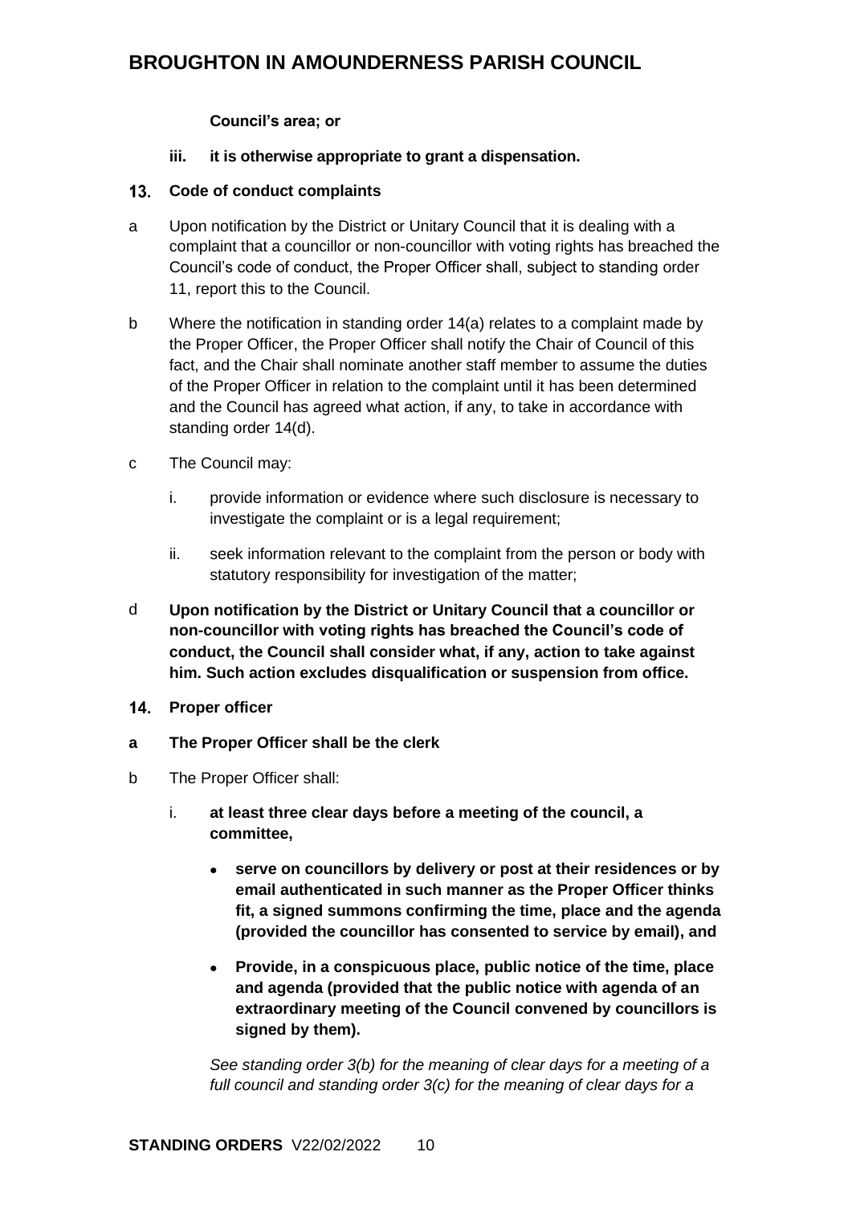**Council's area; or**

**iii. it is otherwise appropriate to grant a dispensation.**

## 13. Code of conduct complaints

a Upon notification by the District or Unitary Council that it is dealing with a complaint that a councillor or non-councillor with voting rights has breached the Council's code of conduct, the Proper Officer shall, subject to standing order 11, report this to the Council.

b Where the notification in standing order 14(a) relates to a complaint made by the Proper Officer, the Proper Officer shall notify the Chair of Council of this fact, and the Chair shall nominate another staff member to assume the duties of the Proper Officer in relation to the complaint until it has been determined and the Council has agreed what action, if any, to take in accordance with standing order 14(d).

c The Council may:

i. provide information or evidence where such disclosure is necessary to investigate the complaint or is a legal requirement;

ii. seek information relevant to the complaint from the person or body with statutory responsibility for investigation of the matter;

d **Upon notification by the District or Unitary Council that a councillor or non-councillor with voting rights has breached the Council's code of conduct, the Council shall consider what, if any, action to take against him. Such action excludes disqualification or suspension from office.**

## 14. Proper officer

**a The Proper Officer shall be the clerk**

b The Proper Officer shall:

i. **at least three clear days before a meeting of the council, a committee,**

- **serve on councillors by delivery or post at their residences or by email authenticated in such manner as the Proper Officer thinks fit, a signed summons confirming the time, place and the agenda (provided the councillor has consented to service by email), and**
- **Provide, in a conspicuous place, public notice of the time, place and agenda (provided that the public notice with agenda of an extraordinary meeting of the Council convened by councillors is signed by them).**

*See standing order 3(b) for the meaning of clear days for a meeting of a full council and standing order 3(c) for the meaning of clear days for a*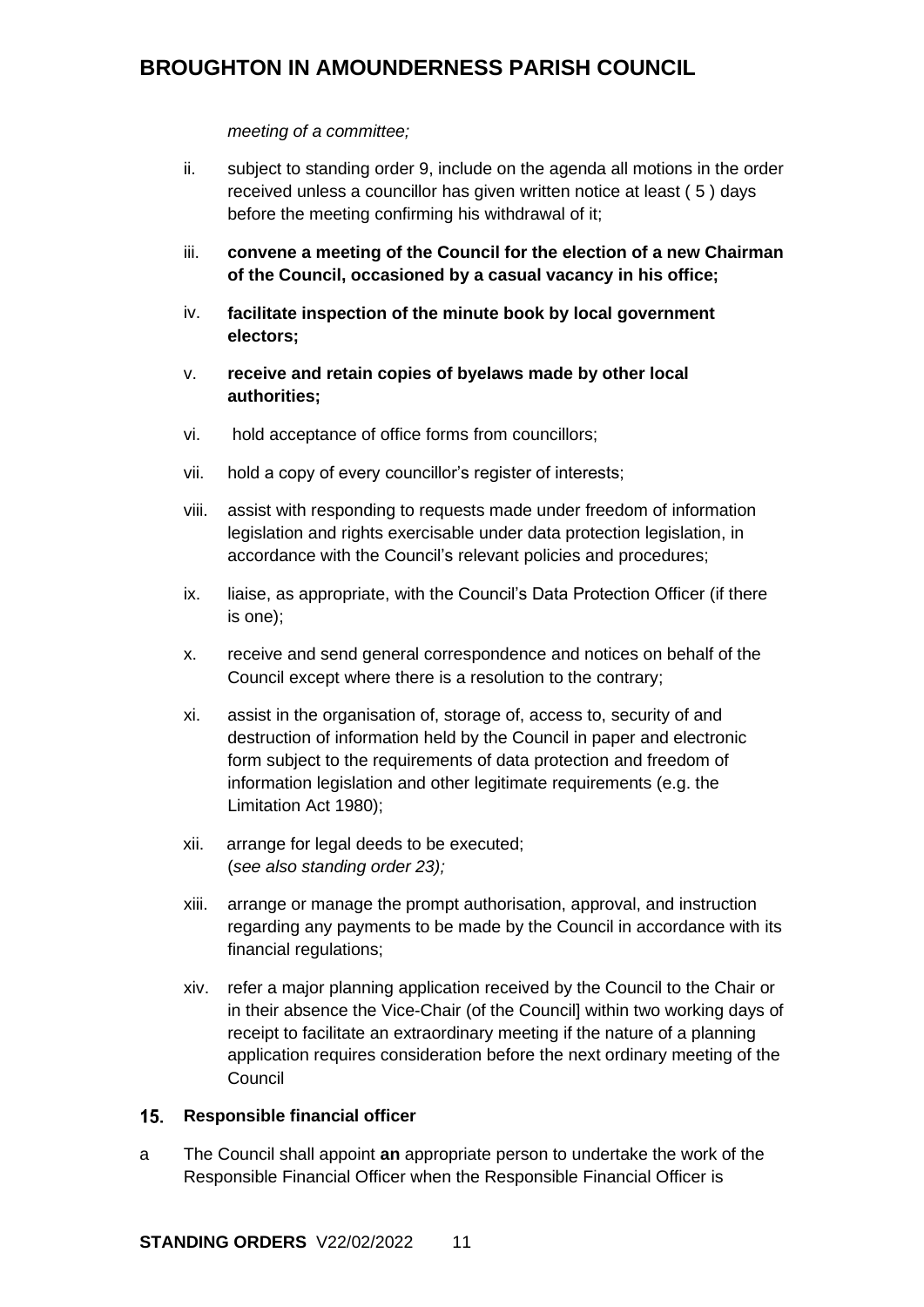*meeting of a committee;*

ii. subject to standing order 9, include on the agenda all motions in the order received unless a councillor has given written notice at least ( 5 ) days before the meeting confirming his withdrawal of it;

iii. **convene a meeting of the Council for the election of a new Chairman of the Council, occasioned by a casual vacancy in his office;**

iv. **facilitate inspection of the minute book by local government electors;**

v. **receive and retain copies of byelaws made by other local authorities;**

vi. hold acceptance of office forms from councillors;

vii. hold a copy of every councillor's register of interests;

viii. assist with responding to requests made under freedom of information legislation and rights exercisable under data protection legislation, in accordance with the Council's relevant policies and procedures;

ix. liaise, as appropriate, with the Council's Data Protection Officer (if there is one);

x. receive and send general correspondence and notices on behalf of the Council except where there is a resolution to the contrary;

xi. assist in the organisation of, storage of, access to, security of and destruction of information held by the Council in paper and electronic form subject to the requirements of data protection and freedom of information legislation and other legitimate requirements (e.g. the Limitation Act 1980);

xii. arrange for legal deeds to be executed;
(*see also standing order 23);*

xiii. arrange or manage the prompt authorisation, approval, and instruction regarding any payments to be made by the Council in accordance with its financial regulations;

xiv. refer a major planning application received by the Council to the Chair or in their absence the Vice-Chair (of the Council] within two working days of receipt to facilitate an extraordinary meeting if the nature of a planning application requires consideration before the next ordinary meeting of the Council

## 15. Responsible financial officer

a The Council shall appoint **an** appropriate person to undertake the work of the Responsible Financial Officer when the Responsible Financial Officer is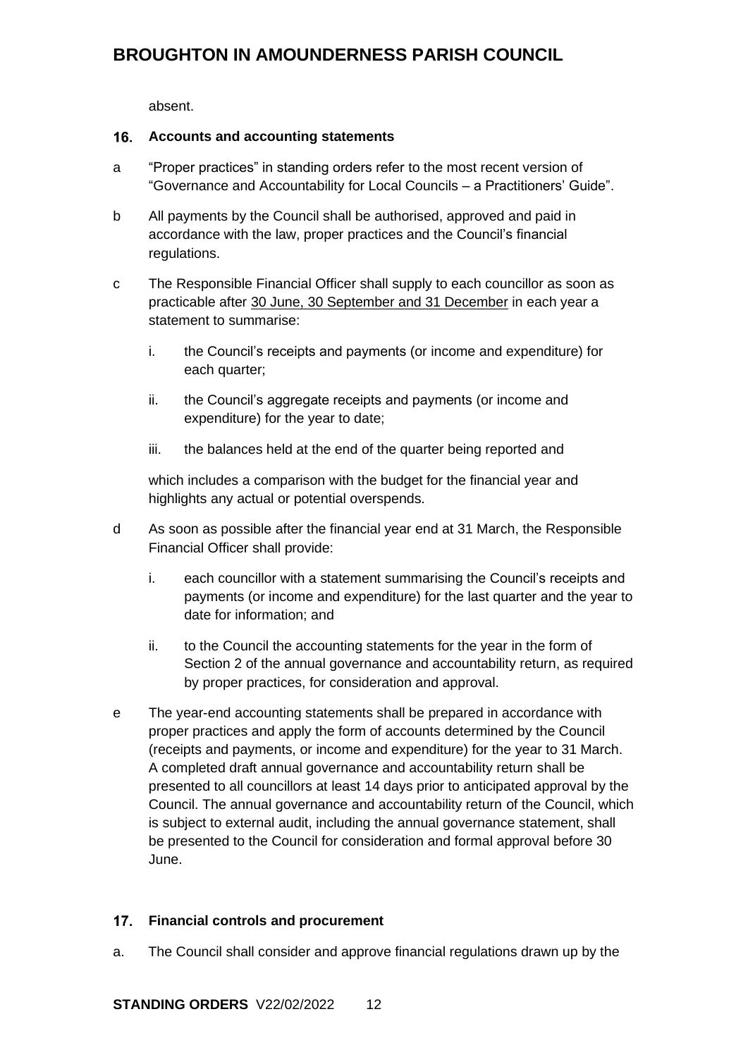absent.

## 16. Accounts and accounting statements

a "Proper practices" in standing orders refer to the most recent version of "Governance and Accountability for Local Councils – a Practitioners' Guide".

b All payments by the Council shall be authorised, approved and paid in accordance with the law, proper practices and the Council's financial regulations.

c The Responsible Financial Officer shall supply to each councillor as soon as practicable after <u>30 June, 30 September and 31 December</u> in each year a statement to summarise:

i. the Council's receipts and payments (or income and expenditure) for each quarter;

ii. the Council's aggregate receipts and payments (or income and expenditure) for the year to date;

iii. the balances held at the end of the quarter being reported and

which includes a comparison with the budget for the financial year and highlights any actual or potential overspends.

d As soon as possible after the financial year end at 31 March, the Responsible Financial Officer shall provide:

i. each councillor with a statement summarising the Council's receipts and payments (or income and expenditure) for the last quarter and the year to date for information; and

ii. to the Council the accounting statements for the year in the form of Section 2 of the annual governance and accountability return, as required by proper practices, for consideration and approval.

e The year-end accounting statements shall be prepared in accordance with proper practices and apply the form of accounts determined by the Council (receipts and payments, or income and expenditure) for the year to 31 March. A completed draft annual governance and accountability return shall be presented to all councillors at least 14 days prior to anticipated approval by the Council. The annual governance and accountability return of the Council, which is subject to external audit, including the annual governance statement, shall be presented to the Council for consideration and formal approval before 30 June.

## 17. Financial controls and procurement

a. The Council shall consider and approve financial regulations drawn up by the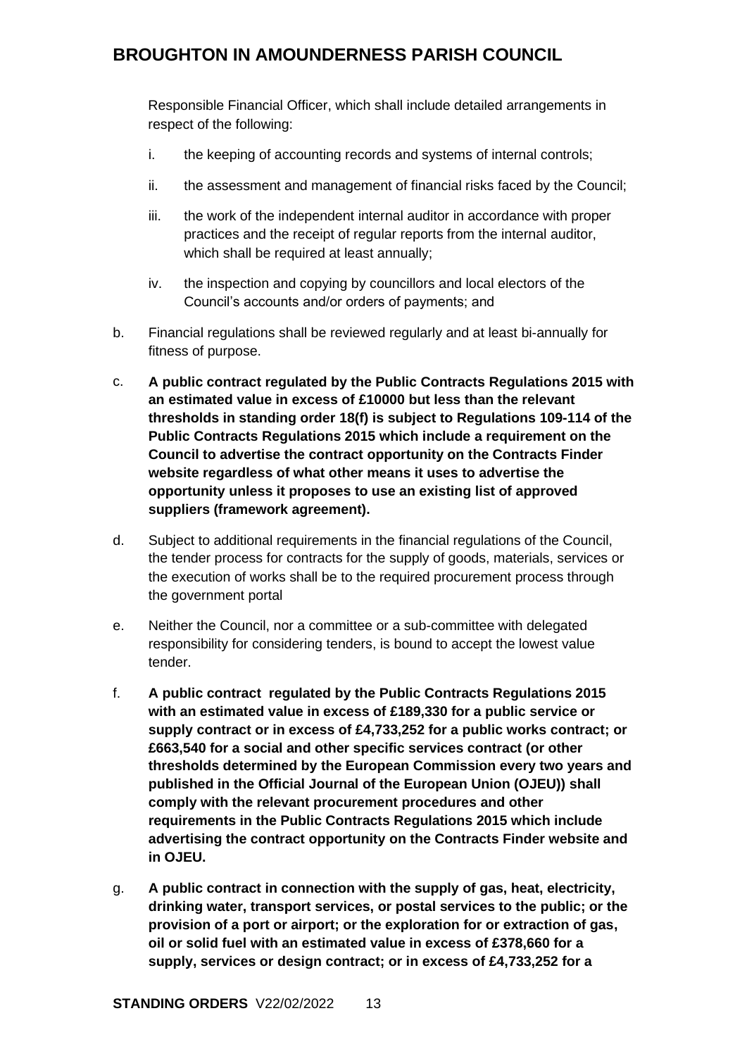Responsible Financial Officer, which shall include detailed arrangements in respect of the following:

   i. the keeping of accounting records and systems of internal controls;

   ii. the assessment and management of financial risks faced by the Council;

   iii. the work of the independent internal auditor in accordance with proper practices and the receipt of regular reports from the internal auditor, which shall be required at least annually;

   iv. the inspection and copying by councillors and local electors of the Council's accounts and/or orders of payments; and

b. Financial regulations shall be reviewed regularly and at least bi-annually for fitness of purpose.

c. **A public contract regulated by the Public Contracts Regulations 2015 with an estimated value in excess of £10000 but less than the relevant thresholds in standing order 18(f) is subject to Regulations 109-114 of the Public Contracts Regulations 2015 which include a requirement on the Council to advertise the contract opportunity on the Contracts Finder website regardless of what other means it uses to advertise the opportunity unless it proposes to use an existing list of approved suppliers (framework agreement).**

d. Subject to additional requirements in the financial regulations of the Council, the tender process for contracts for the supply of goods, materials, services or the execution of works shall be to the required procurement process through the government portal

e. Neither the Council, nor a committee or a sub-committee with delegated responsibility for considering tenders, is bound to accept the lowest value tender.

f. **A public contract regulated by the Public Contracts Regulations 2015 with an estimated value in excess of £189,330 for a public service or supply contract or in excess of £4,733,252 for a public works contract; or £663,540 for a social and other specific services contract (or other thresholds determined by the European Commission every two years and published in the Official Journal of the European Union (OJEU)) shall comply with the relevant procurement procedures and other requirements in the Public Contracts Regulations 2015 which include advertising the contract opportunity on the Contracts Finder website and in OJEU.**

g. **A public contract in connection with the supply of gas, heat, electricity, drinking water, transport services, or postal services to the public; or the provision of a port or airport; or the exploration for or extraction of gas, oil or solid fuel with an estimated value in excess of £378,660 for a supply, services or design contract; or in excess of £4,733,252 for a**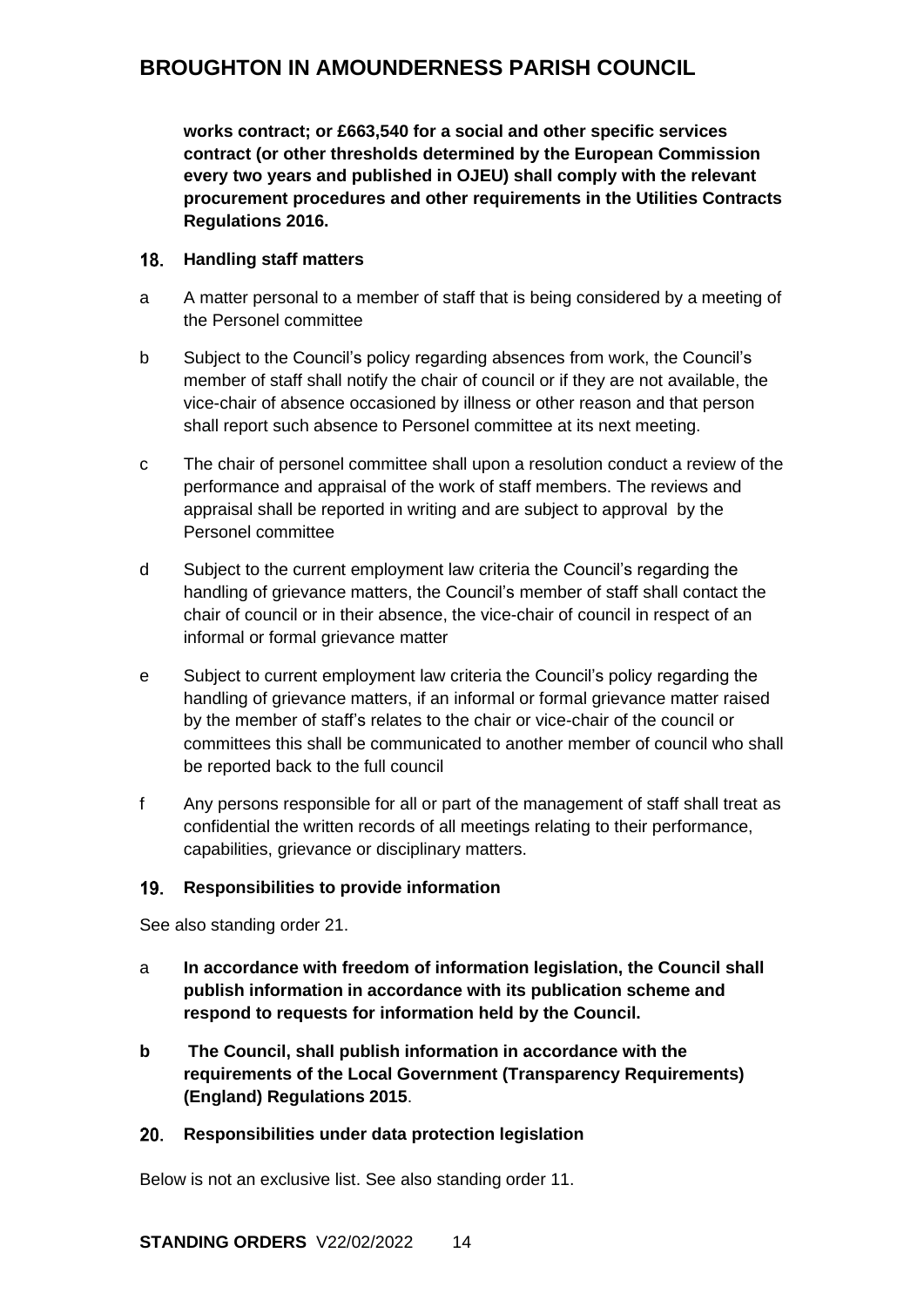**works contract; or £663,540 for a social and other specific services contract (or other thresholds determined by the European Commission every two years and published in OJEU) shall comply with the relevant procurement procedures and other requirements in the Utilities Contracts Regulations 2016.**

## 18. Handling staff matters

a A matter personal to a member of staff that is being considered by a meeting of the Personel committee

b Subject to the Council's policy regarding absences from work, the Council's member of staff shall notify the chair of council or if they are not available, the vice-chair of absence occasioned by illness or other reason and that person shall report such absence to Personel committee at its next meeting.

c The chair of personel committee shall upon a resolution conduct a review of the performance and appraisal of the work of staff members. The reviews and appraisal shall be reported in writing and are subject to approval by the Personel committee

d Subject to the current employment law criteria the Council's regarding the handling of grievance matters, the Council's member of staff shall contact the chair of council or in their absence, the vice-chair of council in respect of an informal or formal grievance matter

e Subject to current employment law criteria the Council's policy regarding the handling of grievance matters, if an informal or formal grievance matter raised by the member of staff's relates to the chair or vice-chair of the council or committees this shall be communicated to another member of council who shall be reported back to the full council

f Any persons responsible for all or part of the management of staff shall treat as confidential the written records of all meetings relating to their performance, capabilities, grievance or disciplinary matters.

## 19. Responsibilities to provide information

See also standing order 21.

a **In accordance with freedom of information legislation, the Council shall publish information in accordance with its publication scheme and respond to requests for information held by the Council.**

**b The Council, shall publish information in accordance with the requirements of the Local Government (Transparency Requirements) (England) Regulations 2015**.

## 20. Responsibilities under data protection legislation

Below is not an exclusive list. See also standing order 11.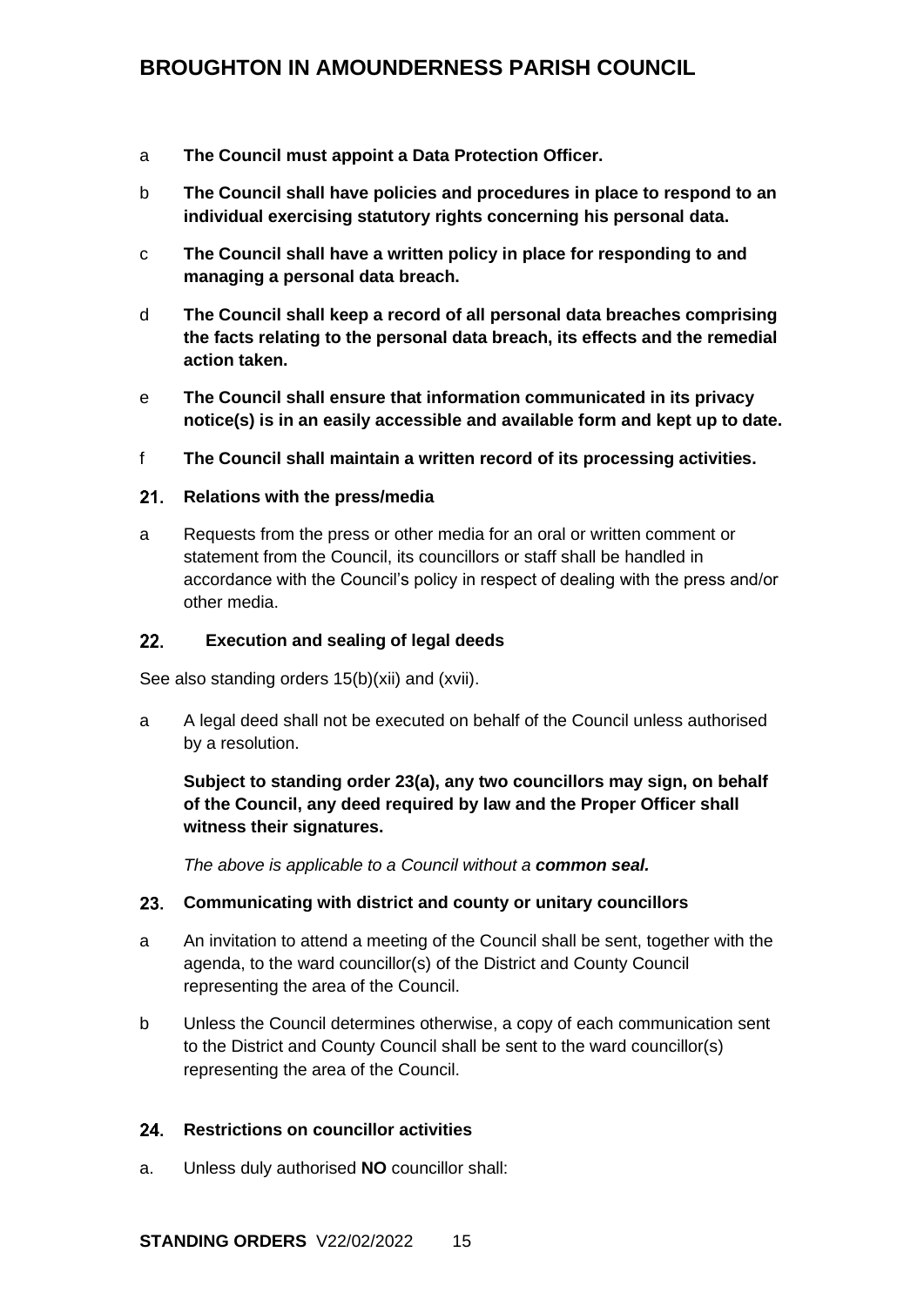a **The Council must appoint a Data Protection Officer.**

b **The Council shall have policies and procedures in place to respond to an individual exercising statutory rights concerning his personal data.**

c **The Council shall have a written policy in place for responding to and managing a personal data breach.**

d **The Council shall keep a record of all personal data breaches comprising the facts relating to the personal data breach, its effects and the remedial action taken.**

e **The Council shall ensure that information communicated in its privacy notice(s) is in an easily accessible and available form and kept up to date.**

f **The Council shall maintain a written record of its processing activities.**

## 21. Relations with the press/media

a Requests from the press or other media for an oral or written comment or statement from the Council, its councillors or staff shall be handled in accordance with the Council's policy in respect of dealing with the press and/or other media.

## 22. Execution and sealing of legal deeds

See also standing orders 15(b)(xii) and (xvii).

a A legal deed shall not be executed on behalf of the Council unless authorised by a resolution.

**Subject to standing order 23(a), any two councillors may sign, on behalf of the Council, any deed required by law and the Proper Officer shall witness their signatures.**

*The above is applicable to a Council without a **common seal.***

## 23. Communicating with district and county or unitary councillors

a An invitation to attend a meeting of the Council shall be sent, together with the agenda, to the ward councillor(s) of the District and County Council representing the area of the Council.

b Unless the Council determines otherwise, a copy of each communication sent to the District and County Council shall be sent to the ward councillor(s) representing the area of the Council.

## 24. Restrictions on councillor activities

a. Unless duly authorised **NO** councillor shall: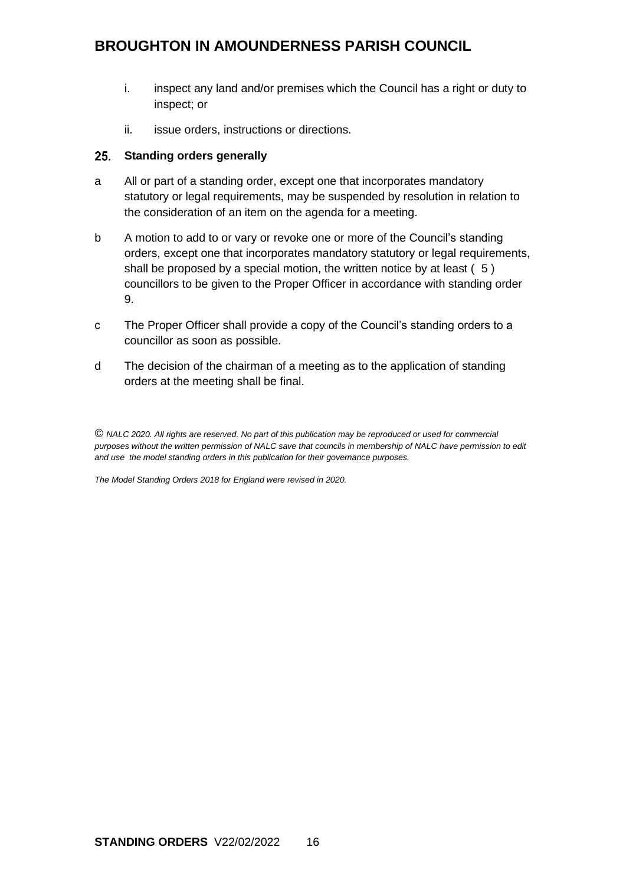i. inspect any land and/or premises which the Council has a right or duty to inspect; or

ii. issue orders, instructions or directions.

## 25. Standing orders generally

a All or part of a standing order, except one that incorporates mandatory statutory or legal requirements, may be suspended by resolution in relation to the consideration of an item on the agenda for a meeting.

b A motion to add to or vary or revoke one or more of the Council's standing orders, except one that incorporates mandatory statutory or legal requirements, shall be proposed by a special motion, the written notice by at least ( 5 ) councillors to be given to the Proper Officer in accordance with standing order 9.

c The Proper Officer shall provide a copy of the Council's standing orders to a councillor as soon as possible.

d The decision of the chairman of a meeting as to the application of standing orders at the meeting shall be final.

© *NALC 2020. All rights are reserved. No part of this publication may be reproduced or used for commercial purposes without the written permission of NALC save that councils in membership of NALC have permission to edit and use the model standing orders in this publication for their governance purposes.*

*The Model Standing Orders 2018 for England were revised in 2020.*